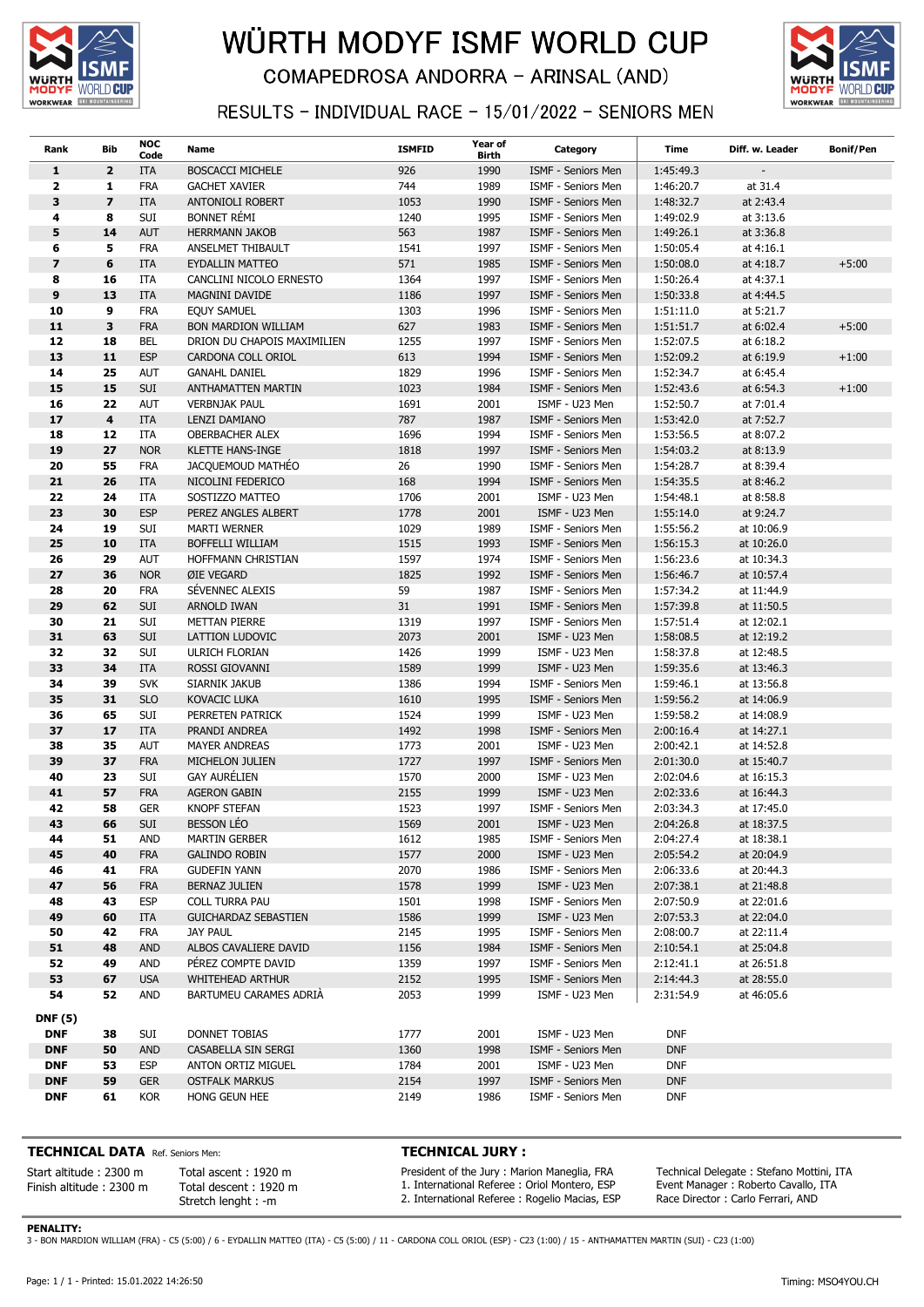# WÜRTH MODYF ISMF WORLD CUP

## COMAPEDROSA ANDORRA - ARINSAL (AND)

### RESULTS - INDIVIDUAL RACE - 15/01/2022 - SENIORS MEN

| Rank | Bib | NOC Code | Name | ISMFID | Year of Birth | Category | Time | Diff. w. Leader | Bonif/Pen |
|---|---|---|---|---|---|---|---|---|---|
| **1** | **2** | ITA | BOSCACCI MICHELE | 926 | 1990 | ISMF - Seniors Men | 1:45:49.3 | - | |
| **2** | **1** | FRA | GACHET XAVIER | 744 | 1989 | ISMF - Seniors Men | 1:46:20.7 | at 31.4 | |
| **3** | **7** | ITA | ANTONIOLI ROBERT | 1053 | 1990 | ISMF - Seniors Men | 1:48:32.7 | at 2:43.4 | |
| **4** | **8** | SUI | BONNET RÉMI | 1240 | 1995 | ISMF - Seniors Men | 1:49:02.9 | at 3:13.6 | |
| **5** | **14** | AUT | HERRMANN JAKOB | 563 | 1987 | ISMF - Seniors Men | 1:49:26.1 | at 3:36.8 | |
| **6** | **5** | FRA | ANSELMET THIBAULT | 1541 | 1997 | ISMF - Seniors Men | 1:50:05.4 | at 4:16.1 | |
| **7** | **6** | ITA | EYDALLIN MATTEO | 571 | 1985 | ISMF - Seniors Men | 1:50:08.0 | at 4:18.7 | +5:00 |
| **8** | **16** | ITA | CANCLINI NICOLO ERNESTO | 1364 | 1997 | ISMF - Seniors Men | 1:50:26.4 | at 4:37.1 | |
| **9** | **13** | ITA | MAGNINI DAVIDE | 1186 | 1997 | ISMF - Seniors Men | 1:50:33.8 | at 4:44.5 | |
| **10** | **9** | FRA | EQUY SAMUEL | 1303 | 1996 | ISMF - Seniors Men | 1:51:11.0 | at 5:21.7 | |
| **11** | **3** | FRA | BON MARDION WILLIAM | 627 | 1983 | ISMF - Seniors Men | 1:51:51.7 | at 6:02.4 | +5:00 |
| **12** | **18** | BEL | DRION DU CHAPOIS MAXIMILIEN | 1255 | 1997 | ISMF - Seniors Men | 1:52:07.5 | at 6:18.2 | |
| **13** | **11** | ESP | CARDONA COLL ORIOL | 613 | 1994 | ISMF - Seniors Men | 1:52:09.2 | at 6:19.9 | +1:00 |
| **14** | **25** | AUT | GANAHL DANIEL | 1829 | 1996 | ISMF - Seniors Men | 1:52:34.7 | at 6:45.4 | |
| **15** | **15** | SUI | ANTHAMATTEN MARTIN | 1023 | 1984 | ISMF - Seniors Men | 1:52:43.6 | at 6:54.3 | +1:00 |
| **16** | **22** | AUT | VERBNJAK PAUL | 1691 | 2001 | ISMF - U23 Men | 1:52:50.7 | at 7:01.4 | |
| **17** | **4** | ITA | LENZI DAMIANO | 787 | 1987 | ISMF - Seniors Men | 1:53:42.0 | at 7:52.7 | |
| **18** | **12** | ITA | OBERBACHER ALEX | 1696 | 1994 | ISMF - Seniors Men | 1:53:56.5 | at 8:07.2 | |
| **19** | **27** | NOR | KLETTE HANS-INGE | 1818 | 1997 | ISMF - Seniors Men | 1:54:03.2 | at 8:13.9 | |
| **20** | **55** | FRA | JACQUEMOUD MATHÉO | 26 | 1990 | ISMF - Seniors Men | 1:54:28.7 | at 8:39.4 | |
| **21** | **26** | ITA | NICOLINI FEDERICO | 168 | 1994 | ISMF - Seniors Men | 1:54:35.5 | at 8:46.2 | |
| **22** | **24** | ITA | SOSTIZZO MATTEO | 1706 | 2001 | ISMF - U23 Men | 1:54:48.1 | at 8:58.8 | |
| **23** | **30** | ESP | PEREZ ANGLES ALBERT | 1778 | 2001 | ISMF - U23 Men | 1:55:14.0 | at 9:24.7 | |
| **24** | **19** | SUI | MARTI WERNER | 1029 | 1989 | ISMF - Seniors Men | 1:55:56.2 | at 10:06.9 | |
| **25** | **10** | ITA | BOFFELLI WILLIAM | 1515 | 1993 | ISMF - Seniors Men | 1:56:15.3 | at 10:26.0 | |
| **26** | **29** | AUT | HOFFMANN CHRISTIAN | 1597 | 1974 | ISMF - Seniors Men | 1:56:23.6 | at 10:34.3 | |
| **27** | **36** | NOR | ØIE VEGARD | 1825 | 1992 | ISMF - Seniors Men | 1:56:46.7 | at 10:57.4 | |
| **28** | **20** | FRA | SÉVENNEC ALEXIS | 59 | 1987 | ISMF - Seniors Men | 1:57:34.2 | at 11:44.9 | |
| **29** | **62** | SUI | ARNOLD IWAN | 31 | 1991 | ISMF - Seniors Men | 1:57:39.8 | at 11:50.5 | |
| **30** | **21** | SUI | METTAN PIERRE | 1319 | 1997 | ISMF - Seniors Men | 1:57:51.4 | at 12:02.1 | |
| **31** | **63** | SUI | LATTION LUDOVIC | 2073 | 2001 | ISMF - U23 Men | 1:58:08.5 | at 12:19.2 | |
| **32** | **32** | SUI | ULRICH FLORIAN | 1426 | 1999 | ISMF - U23 Men | 1:58:37.8 | at 12:48.5 | |
| **33** | **34** | ITA | ROSSI GIOVANNI | 1589 | 1999 | ISMF - U23 Men | 1:59:35.6 | at 13:46.3 | |
| **34** | **39** | SVK | SIARNIK JAKUB | 1386 | 1994 | ISMF - Seniors Men | 1:59:46.1 | at 13:56.8 | |
| **35** | **31** | SLO | KOVACIC LUKA | 1610 | 1995 | ISMF - Seniors Men | 1:59:56.2 | at 14:06.9 | |
| **36** | **65** | SUI | PERRETEN PATRICK | 1524 | 1999 | ISMF - U23 Men | 1:59:58.2 | at 14:08.9 | |
| **37** | **17** | ITA | PRANDI ANDREA | 1492 | 1998 | ISMF - Seniors Men | 2:00:16.4 | at 14:27.1 | |
| **38** | **35** | AUT | MAYER ANDREAS | 1773 | 2001 | ISMF - U23 Men | 2:00:42.1 | at 14:52.8 | |
| **39** | **37** | FRA | MICHELON JULIEN | 1727 | 1997 | ISMF - Seniors Men | 2:01:30.0 | at 15:40.7 | |
| **40** | **23** | SUI | GAY AURÉLIEN | 1570 | 2000 | ISMF - U23 Men | 2:02:04.6 | at 16:15.3 | |
| **41** | **57** | FRA | AGERON GABIN | 2155 | 1999 | ISMF - U23 Men | 2:02:33.6 | at 16:44.3 | |
| **42** | **58** | GER | KNOPF STEFAN | 1523 | 1997 | ISMF - Seniors Men | 2:03:34.3 | at 17:45.0 | |
| **43** | **66** | SUI | BESSON LÉO | 1569 | 2001 | ISMF - U23 Men | 2:04:26.8 | at 18:37.5 | |
| **44** | **51** | AND | MARTIN GERBER | 1612 | 1985 | ISMF - Seniors Men | 2:04:27.4 | at 18:38.1 | |
| **45** | **40** | FRA | GALINDO ROBIN | 1577 | 2000 | ISMF - U23 Men | 2:05:54.2 | at 20:04.9 | |
| **46** | **41** | FRA | GUDEFIN YANN | 2070 | 1986 | ISMF - Seniors Men | 2:06:33.6 | at 20:44.3 | |
| **47** | **56** | FRA | BERNAZ JULIEN | 1578 | 1999 | ISMF - U23 Men | 2:07:38.1 | at 21:48.8 | |
| **48** | **43** | ESP | COLL TURRA PAU | 1501 | 1998 | ISMF - Seniors Men | 2:07:50.9 | at 22:01.6 | |
| **49** | **60** | ITA | GUICHARDAZ SEBASTIEN | 1586 | 1999 | ISMF - U23 Men | 2:07:53.3 | at 22:04.0 | |
| **50** | **42** | FRA | JAY PAUL | 2145 | 1995 | ISMF - Seniors Men | 2:08:00.7 | at 22:11.4 | |
| **51** | **48** | AND | ALBOS CAVALIERE DAVID | 1156 | 1984 | ISMF - Seniors Men | 2:10:54.1 | at 25:04.8 | |
| **52** | **49** | AND | PÉREZ COMPTE DAVID | 1359 | 1997 | ISMF - Seniors Men | 2:12:41.1 | at 26:51.8 | |
| **53** | **67** | USA | WHITEHEAD ARTHUR | 2152 | 1995 | ISMF - Seniors Men | 2:14:44.3 | at 28:55.0 | |
| **54** | **52** | AND | BARTUMEU CARAMES ADRIÀ | 2053 | 1999 | ISMF - U23 Men | 2:31:54.9 | at 46:05.6 | |
| **DNF (5)** | | | | | | | | | |
| **DNF** | **38** | SUI | DONNET TOBIAS | 1777 | 2001 | ISMF - U23 Men | DNF | | |
| **DNF** | **50** | AND | CASABELLA SIN SERGI | 1360 | 1998 | ISMF - Seniors Men | DNF | | |
| **DNF** | **53** | ESP | ANTON ORTIZ MIGUEL | 1784 | 2001 | ISMF - U23 Men | DNF | | |
| **DNF** | **59** | GER | OSTFALK MARKUS | 2154 | 1997 | ISMF - Seniors Men | DNF | | |
| **DNF** | **61** | KOR | HONG GEUN HEE | 2149 | 1986 | ISMF - Seniors Men | DNF | | |

**TECHNICAL DATA** Ref. Seniors Men:

Start altitude : 2300 m
Finish altitude : 2300 m
Total ascent : 1920 m
Total descent : 1920 m
Stretch lenght : -m

**TECHNICAL JURY :**

President of the Jury : Marion Maneglia, FRA
1. International Referee : Oriol Montero, ESP
2. International Referee : Rogelio Macias, ESP

Technical Delegate : Stefano Mottini, ITA
Event Manager : Roberto Cavallo, ITA
Race Director : Carlo Ferrari, AND

**PENALITY:**
3 - BON MARDION WILLIAM (FRA) - C5 (5:00) / 6 - EYDALLIN MATTEO (ITA) - C5 (5:00) / 11 - CARDONA COLL ORIOL (ESP) - C23 (1:00) / 15 - ANTHAMATTEN MARTIN (SUI) - C23 (1:00)

Page: 1 / 1 - Printed: 15.01.2022 14:26:50

Timing: MSO4YOU.CH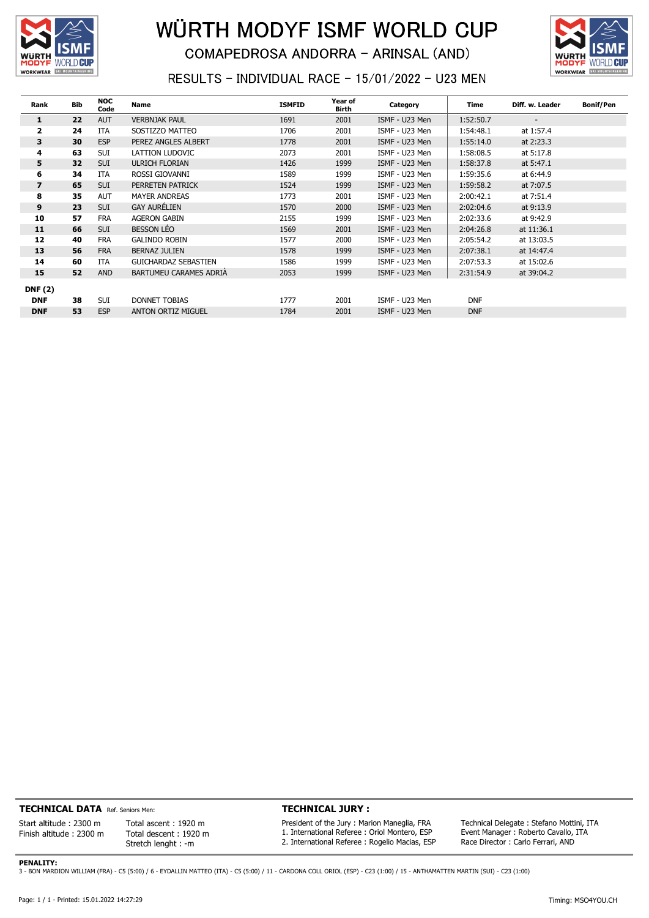# WÜRTH MODYF ISMF WORLD CUP

## COMAPEDROSA ANDORRA - ARINSAL (AND)

### RESULTS - INDIVIDUAL RACE - 15/01/2022 - U23 MEN

| Rank | Bib | NOC Code | Name | ISMFID | Year of Birth | Category | Time | Diff. w. Leader | Bonif/Pen |
|---|---|---|---|---|---|---|---|---|---|
| **1** | **22** | AUT | VERBNJAK PAUL | 1691 | 2001 | ISMF - U23 Men | 1:52:50.7 | - | |
| **2** | **24** | ITA | SOSTIZZO MATTEO | 1706 | 2001 | ISMF - U23 Men | 1:54:48.1 | at 1:57.4 | |
| **3** | **30** | ESP | PEREZ ANGLES ALBERT | 1778 | 2001 | ISMF - U23 Men | 1:55:14.0 | at 2:23.3 | |
| **4** | **63** | SUI | LATTION LUDOVIC | 2073 | 2001 | ISMF - U23 Men | 1:58:08.5 | at 5:17.8 | |
| **5** | **32** | SUI | ULRICH FLORIAN | 1426 | 1999 | ISMF - U23 Men | 1:58:37.8 | at 5:47.1 | |
| **6** | **34** | ITA | ROSSI GIOVANNI | 1589 | 1999 | ISMF - U23 Men | 1:59:35.6 | at 6:44.9 | |
| **7** | **65** | SUI | PERRETEN PATRICK | 1524 | 1999 | ISMF - U23 Men | 1:59:58.2 | at 7:07.5 | |
| **8** | **35** | AUT | MAYER ANDREAS | 1773 | 2001 | ISMF - U23 Men | 2:00:42.1 | at 7:51.4 | |
| **9** | **23** | SUI | GAY AURÉLIEN | 1570 | 2000 | ISMF - U23 Men | 2:02:04.6 | at 9:13.9 | |
| **10** | **57** | FRA | AGERON GABIN | 2155 | 1999 | ISMF - U23 Men | 2:02:33.6 | at 9:42.9 | |
| **11** | **66** | SUI | BESSON LÉO | 1569 | 2001 | ISMF - U23 Men | 2:04:26.8 | at 11:36.1 | |
| **12** | **40** | FRA | GALINDO ROBIN | 1577 | 2000 | ISMF - U23 Men | 2:05:54.2 | at 13:03.5 | |
| **13** | **56** | FRA | BERNAZ JULIEN | 1578 | 1999 | ISMF - U23 Men | 2:07:38.1 | at 14:47.4 | |
| **14** | **60** | ITA | GUICHARDAZ SEBASTIEN | 1586 | 1999 | ISMF - U23 Men | 2:07:53.3 | at 15:02.6 | |
| **15** | **52** | AND | BARTUMEU CARAMES ADRIÀ | 2053 | 1999 | ISMF - U23 Men | 2:31:54.9 | at 39:04.2 | |
| **DNF (2)** | | | | | | | | | |
| **DNF** | **38** | SUI | DONNET TOBIAS | 1777 | 2001 | ISMF - U23 Men | DNF | | |
| **DNF** | **53** | ESP | ANTON ORTIZ MIGUEL | 1784 | 2001 | ISMF - U23 Men | DNF | | |

**TECHNICAL DATA** Ref. Seniors Men:

Start altitude : 2300 m
Finish altitude : 2300 m
Total ascent : 1920 m
Total descent : 1920 m
Stretch lenght : -m

**TECHNICAL JURY :**

President of the Jury : Marion Maneglia, FRA
1. International Referee : Oriol Montero, ESP
2. International Referee : Rogelio Macias, ESP
Technical Delegate : Stefano Mottini, ITA
Event Manager : Roberto Cavallo, ITA
Race Director : Carlo Ferrari, AND

**PENALITY:**
3 - BON MARDION WILLIAM (FRA) - C5 (5:00) / 6 - EYDALLIN MATTEO (ITA) - C5 (5:00) / 11 - CARDONA COLL ORIOL (ESP) - C23 (1:00) / 15 - ANTHAMATTEN MARTIN (SUI) - C23 (1:00)

Page: 1 / 1 - Printed: 15.01.2022 14:27:29

Timing: MSO4YOU.CH